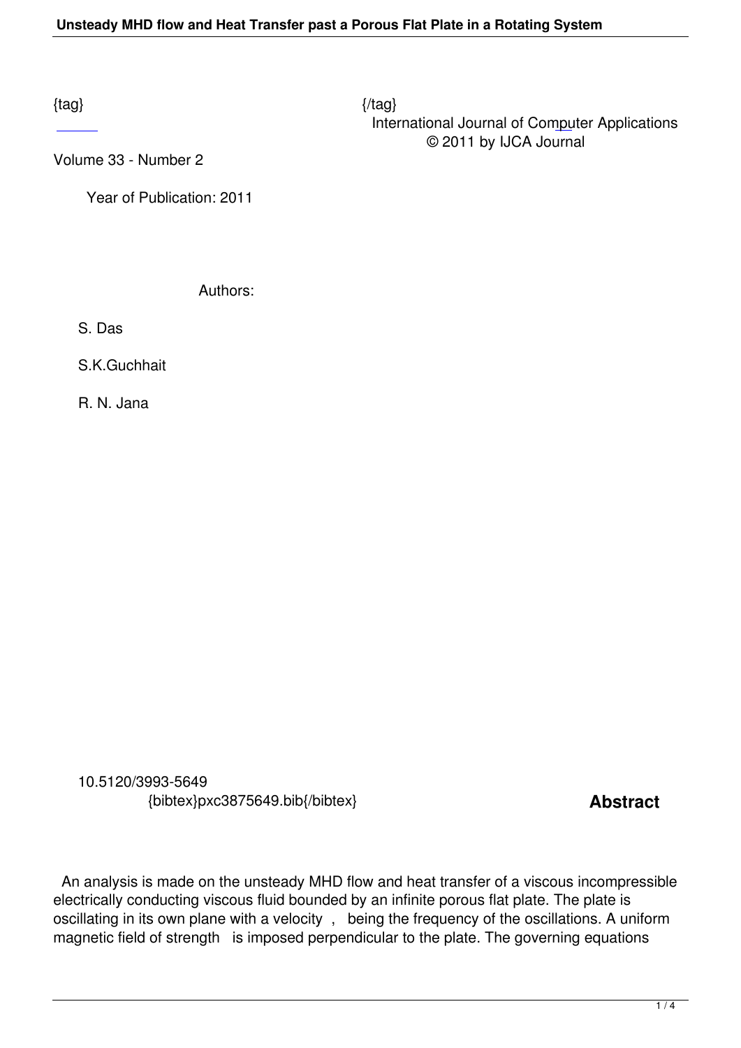{tag} {/tag}

International Journal of Computer Applications
© 2011 by IJCA Journal

Volume 33 - Number 2

Year of Publication: 2011

Authors:

S. Das

S.K.Guchhait

R. N. Jana

10.5120/3993-5649
{bibtex}pxc3875649.bib{/bibtex}

## Abstract

An analysis is made on the unsteady MHD flow and heat transfer of a viscous incompressible electrically conducting viscous fluid bounded by an infinite porous flat plate. The plate is oscillating in its own plane with a velocity , being the frequency of the oscillations. A uniform magnetic field of strength is imposed perpendicular to the plate. The governing equations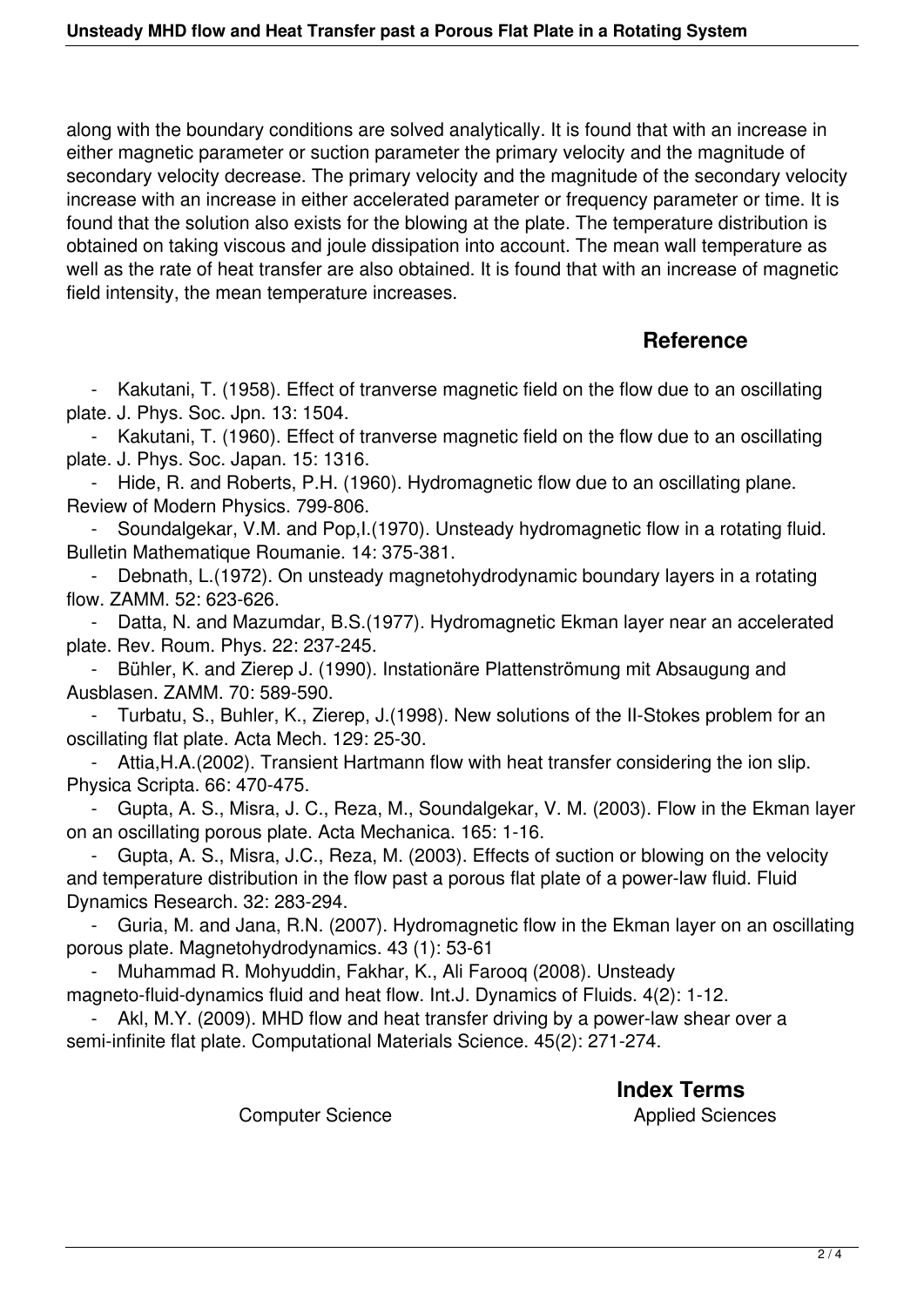along with the boundary conditions are solved analytically. It is found that with an increase in either magnetic parameter or suction parameter the primary velocity and the magnitude of secondary velocity decrease. The primary velocity and the magnitude of the secondary velocity increase with an increase in either accelerated parameter or frequency parameter or time. It is found that the solution also exists for the blowing at the plate. The temperature distribution is obtained on taking viscous and joule dissipation into account. The mean wall temperature as well as the rate of heat transfer are also obtained. It is found that with an increase of magnetic field intensity, the mean temperature increases.

## Reference

- Kakutani, T. (1958). Effect of tranverse magnetic field on the flow due to an oscillating plate. J. Phys. Soc. Jpn. 13: 1504.
- Kakutani, T. (1960). Effect of tranverse magnetic field on the flow due to an oscillating plate. J. Phys. Soc. Japan. 15: 1316.
- Hide, R. and Roberts, P.H. (1960). Hydromagnetic flow due to an oscillating plane. Review of Modern Physics. 799-806.
- Soundalgekar, V.M. and Pop,I.(1970). Unsteady hydromagnetic flow in a rotating fluid. Bulletin Mathematique Roumanie. 14: 375-381.
- Debnath, L.(1972). On unsteady magnetohydrodynamic boundary layers in a rotating flow. ZAMM. 52: 623-626.
- Datta, N. and Mazumdar, B.S.(1977). Hydromagnetic Ekman layer near an accelerated plate. Rev. Roum. Phys. 22: 237-245.
- Bühler, K. and Zierep J. (1990). Instationäre Plattenströmung mit Absaugung and Ausblasen. ZAMM. 70: 589-590.
- Turbatu, S., Buhler, K., Zierep, J.(1998). New solutions of the II-Stokes problem for an oscillating flat plate. Acta Mech. 129: 25-30.
- Attia,H.A.(2002). Transient Hartmann flow with heat transfer considering the ion slip. Physica Scripta. 66: 470-475.
- Gupta, A. S., Misra, J. C., Reza, M., Soundalgekar, V. M. (2003). Flow in the Ekman layer on an oscillating porous plate. Acta Mechanica. 165: 1-16.
- Gupta, A. S., Misra, J.C., Reza, M. (2003). Effects of suction or blowing on the velocity and temperature distribution in the flow past a porous flat plate of a power-law fluid. Fluid Dynamics Research. 32: 283-294.
- Guria, M. and Jana, R.N. (2007). Hydromagnetic flow in the Ekman layer on an oscillating porous plate. Magnetohydrodynamics. 43 (1): 53-61
- Muhammad R. Mohyuddin, Fakhar, K., Ali Farooq (2008). Unsteady magneto-fluid-dynamics fluid and heat flow. Int.J. Dynamics of Fluids. 4(2): 1-12.
- Akl, M.Y. (2009). MHD flow and heat transfer driving by a power-law shear over a semi-infinite flat plate. Computational Materials Science. 45(2): 271-274.

## Index Terms

Computer Science

Applied Sciences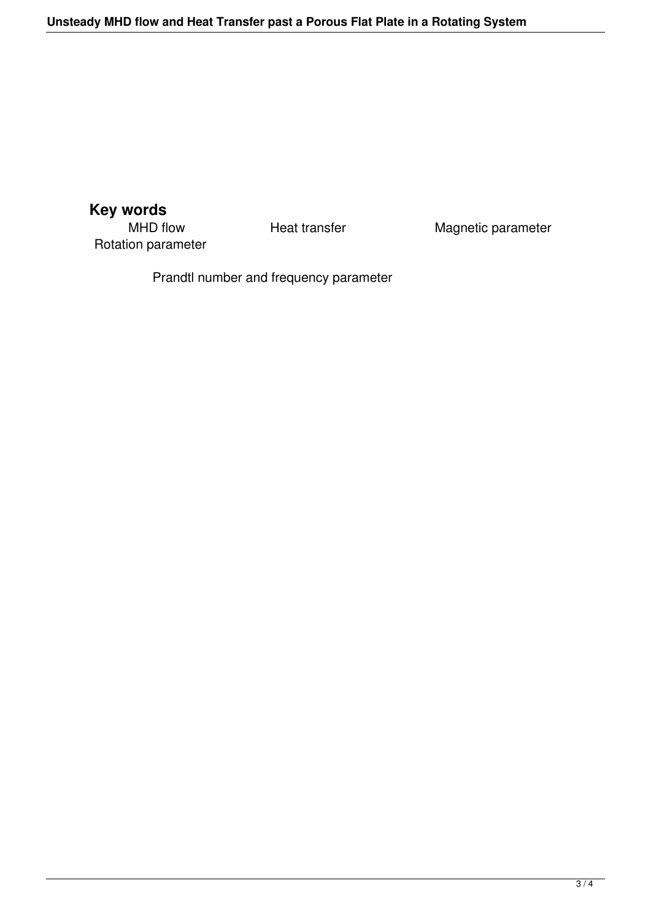## Key words

MHD flow
Heat transfer
Magnetic parameter
Rotation parameter

Prandtl number and frequency parameter